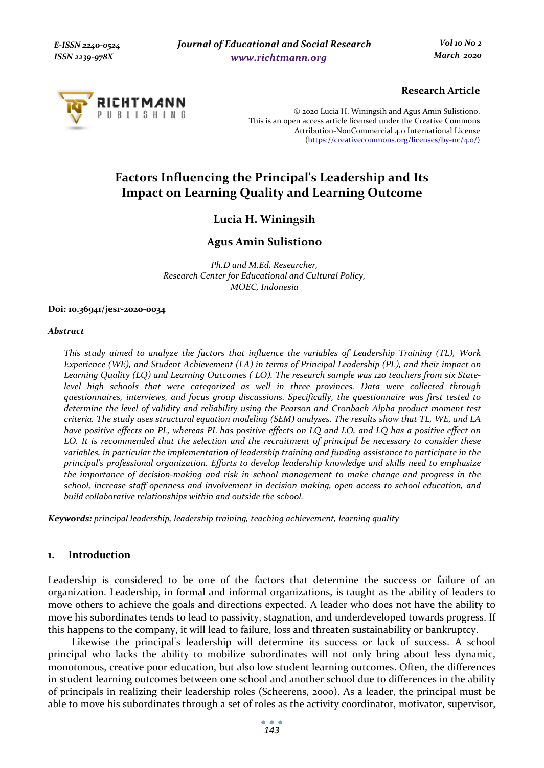**Research Article**

© 2020 Lucia H. Winingsih and Agus Amin Sulistiono.
This is an open access article licensed under the Creative Commons Attribution-NonCommercial 4.0 International License (https://creativecommons.org/licenses/by-nc/4.0/)

# Factors Influencing the Principal's Leadership and Its Impact on Learning Quality and Learning Outcome

**Lucia H. Winingsih**

**Agus Amin Sulistiono**

*Ph.D and M.Ed, Researcher,*
*Research Center for Educational and Cultural Policy,*
*MOEC, Indonesia*

**Doi: 10.36941/jesr-2020-0034**

### *Abstract*

*This study aimed to analyze the factors that influence the variables of Leadership Training (TL), Work Experience (WE), and Student Achievement (LA) in terms of Principal Leadership (PL), and their impact on Learning Quality (LQ) and Learning Outcomes ( LO). The research sample was 120 teachers from six State-level high schools that were categorized as well in three provinces. Data were collected through questionnaires, interviews, and focus group discussions. Specifically, the questionnaire was first tested to determine the level of validity and reliability using the Pearson and Cronbach Alpha product moment test criteria. The study uses structural equation modeling (SEM) analyses. The results show that TL, WE, and LA have positive effects on PL, whereas PL has positive effects on LQ and LO, and LQ has a positive effect on LO. It is recommended that the selection and the recruitment of principal be necessary to consider these variables, in particular the implementation of leadership training and funding assistance to participate in the principal's professional organization. Efforts to develop leadership knowledge and skills need to emphasize the importance of decision-making and risk in school management to make change and progress in the school, increase staff openness and involvement in decision making, open access to school education, and build collaborative relationships within and outside the school.*

***Keywords:*** *principal leadership, leadership training, teaching achievement, learning quality*

## 1. Introduction

Leadership is considered to be one of the factors that determine the success or failure of an organization. Leadership, in formal and informal organizations, is taught as the ability of leaders to move others to achieve the goals and directions expected. A leader who does not have the ability to move his subordinates tends to lead to passivity, stagnation, and underdeveloped towards progress. If this happens to the company, it will lead to failure, loss and threaten sustainability or bankruptcy.

Likewise the principal's leadership will determine its success or lack of success. A school principal who lacks the ability to mobilize subordinates will not only bring about less dynamic, monotonous, creative poor education, but also low student learning outcomes. Often, the differences in student learning outcomes between one school and another school due to differences in the ability of principals in realizing their leadership roles (Scheerens, 2000). As a leader, the principal must be able to move his subordinates through a set of roles as the activity coordinator, motivator, supervisor,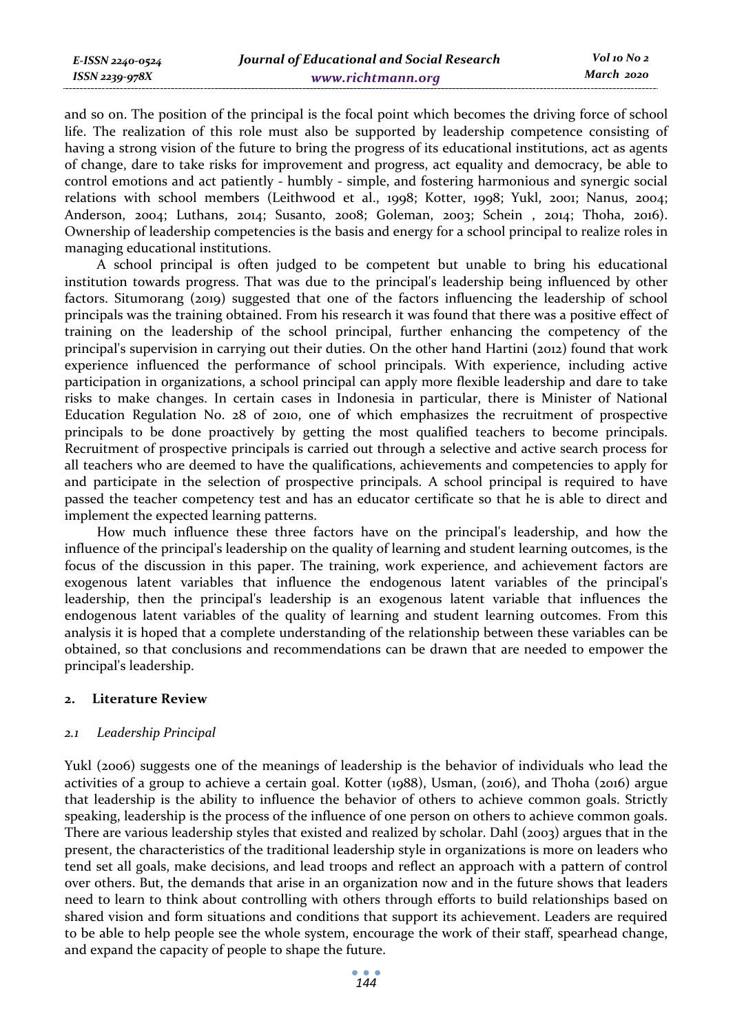and so on. The position of the principal is the focal point which becomes the driving force of school life. The realization of this role must also be supported by leadership competence consisting of having a strong vision of the future to bring the progress of its educational institutions, act as agents of change, dare to take risks for improvement and progress, act equality and democracy, be able to control emotions and act patiently - humbly - simple, and fostering harmonious and synergic social relations with school members (Leithwood et al., 1998; Kotter, 1998; Yukl, 2001; Nanus, 2004; Anderson, 2004; Luthans, 2014; Susanto, 2008; Goleman, 2003; Schein , 2014; Thoha, 2016). Ownership of leadership competencies is the basis and energy for a school principal to realize roles in managing educational institutions.

A school principal is often judged to be competent but unable to bring his educational institution towards progress. That was due to the principal's leadership being influenced by other factors. Situmorang (2019) suggested that one of the factors influencing the leadership of school principals was the training obtained. From his research it was found that there was a positive effect of training on the leadership of the school principal, further enhancing the competency of the principal's supervision in carrying out their duties. On the other hand Hartini (2012) found that work experience influenced the performance of school principals. With experience, including active participation in organizations, a school principal can apply more flexible leadership and dare to take risks to make changes. In certain cases in Indonesia in particular, there is Minister of National Education Regulation No. 28 of 2010, one of which emphasizes the recruitment of prospective principals to be done proactively by getting the most qualified teachers to become principals. Recruitment of prospective principals is carried out through a selective and active search process for all teachers who are deemed to have the qualifications, achievements and competencies to apply for and participate in the selection of prospective principals. A school principal is required to have passed the teacher competency test and has an educator certificate so that he is able to direct and implement the expected learning patterns.

How much influence these three factors have on the principal's leadership, and how the influence of the principal's leadership on the quality of learning and student learning outcomes, is the focus of the discussion in this paper. The training, work experience, and achievement factors are exogenous latent variables that influence the endogenous latent variables of the principal's leadership, then the principal's leadership is an exogenous latent variable that influences the endogenous latent variables of the quality of learning and student learning outcomes. From this analysis it is hoped that a complete understanding of the relationship between these variables can be obtained, so that conclusions and recommendations can be drawn that are needed to empower the principal's leadership.

## 2. Literature Review

### *2.1 Leadership Principal*

Yukl (2006) suggests one of the meanings of leadership is the behavior of individuals who lead the activities of a group to achieve a certain goal. Kotter (1988), Usman, (2016), and Thoha (2016) argue that leadership is the ability to influence the behavior of others to achieve common goals. Strictly speaking, leadership is the process of the influence of one person on others to achieve common goals. There are various leadership styles that existed and realized by scholar. Dahl (2003) argues that in the present, the characteristics of the traditional leadership style in organizations is more on leaders who tend set all goals, make decisions, and lead troops and reflect an approach with a pattern of control over others. But, the demands that arise in an organization now and in the future shows that leaders need to learn to think about controlling with others through efforts to build relationships based on shared vision and form situations and conditions that support its achievement. Leaders are required to be able to help people see the whole system, encourage the work of their staff, spearhead change, and expand the capacity of people to shape the future.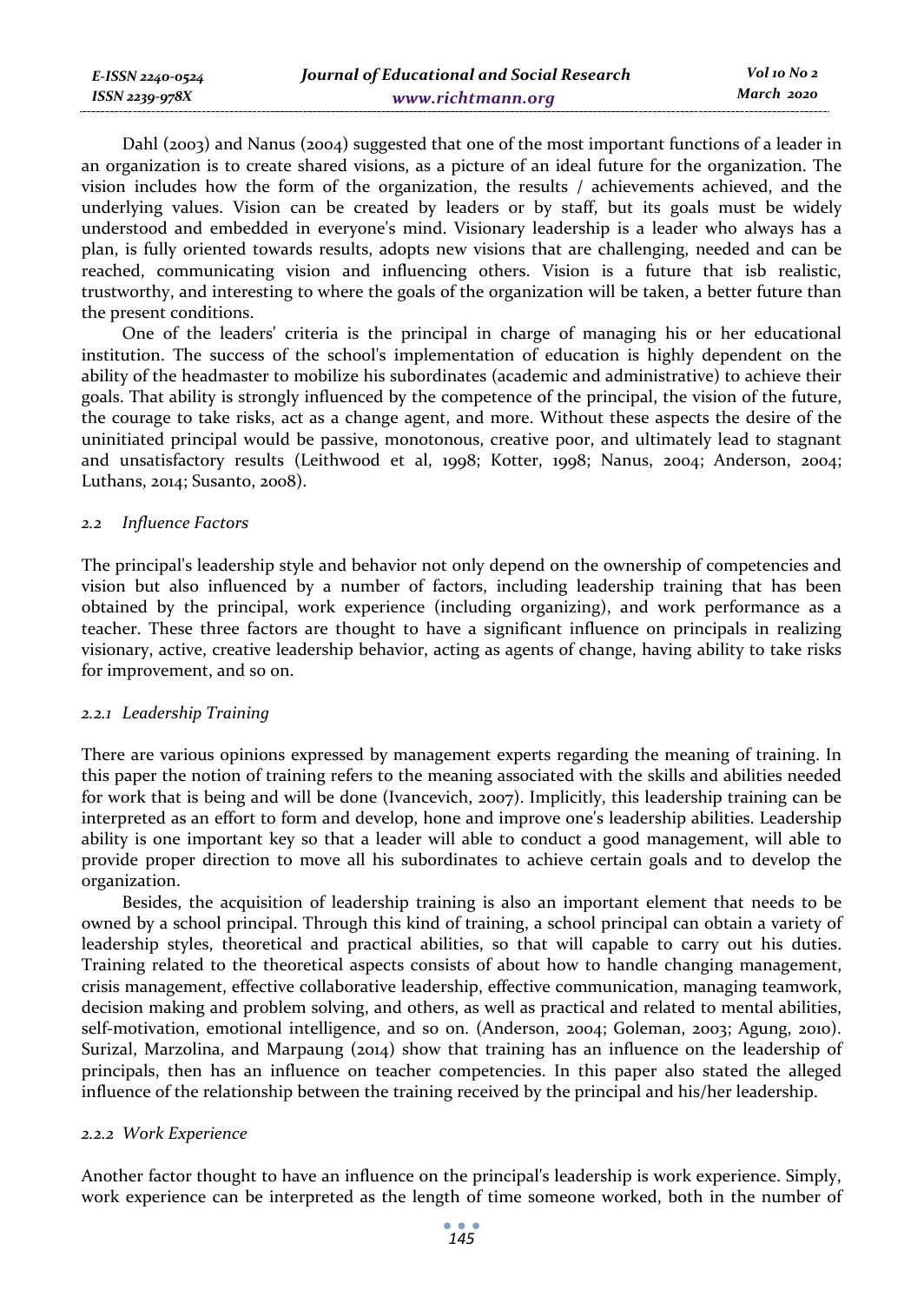Dahl (2003) and Nanus (2004) suggested that one of the most important functions of a leader in an organization is to create shared visions, as a picture of an ideal future for the organization. The vision includes how the form of the organization, the results / achievements achieved, and the underlying values. Vision can be created by leaders or by staff, but its goals must be widely understood and embedded in everyone's mind. Visionary leadership is a leader who always has a plan, is fully oriented towards results, adopts new visions that are challenging, needed and can be reached, communicating vision and influencing others. Vision is a future that isb realistic, trustworthy, and interesting to where the goals of the organization will be taken, a better future than the present conditions.

One of the leaders' criteria is the principal in charge of managing his or her educational institution. The success of the school's implementation of education is highly dependent on the ability of the headmaster to mobilize his subordinates (academic and administrative) to achieve their goals. That ability is strongly influenced by the competence of the principal, the vision of the future, the courage to take risks, act as a change agent, and more. Without these aspects the desire of the uninitiated principal would be passive, monotonous, creative poor, and ultimately lead to stagnant and unsatisfactory results (Leithwood et al, 1998; Kotter, 1998; Nanus, 2004; Anderson, 2004; Luthans, 2014; Susanto, 2008).

### *2.2 Influence Factors*

The principal's leadership style and behavior not only depend on the ownership of competencies and vision but also influenced by a number of factors, including leadership training that has been obtained by the principal, work experience (including organizing), and work performance as a teacher. These three factors are thought to have a significant influence on principals in realizing visionary, active, creative leadership behavior, acting as agents of change, having ability to take risks for improvement, and so on.

#### *2.2.1 Leadership Training*

There are various opinions expressed by management experts regarding the meaning of training. In this paper the notion of training refers to the meaning associated with the skills and abilities needed for work that is being and will be done (Ivancevich, 2007). Implicitly, this leadership training can be interpreted as an effort to form and develop, hone and improve one's leadership abilities. Leadership ability is one important key so that a leader will able to conduct a good management, will able to provide proper direction to move all his subordinates to achieve certain goals and to develop the organization.

Besides, the acquisition of leadership training is also an important element that needs to be owned by a school principal. Through this kind of training, a school principal can obtain a variety of leadership styles, theoretical and practical abilities, so that will capable to carry out his duties. Training related to the theoretical aspects consists of about how to handle changing management, crisis management, effective collaborative leadership, effective communication, managing teamwork, decision making and problem solving, and others, as well as practical and related to mental abilities, self-motivation, emotional intelligence, and so on. (Anderson, 2004; Goleman, 2003; Agung, 2010). Surizal, Marzolina, and Marpaung (2014) show that training has an influence on the leadership of principals, then has an influence on teacher competencies. In this paper also stated the alleged influence of the relationship between the training received by the principal and his/her leadership.

#### *2.2.2 Work Experience*

Another factor thought to have an influence on the principal's leadership is work experience. Simply, work experience can be interpreted as the length of time someone worked, both in the number of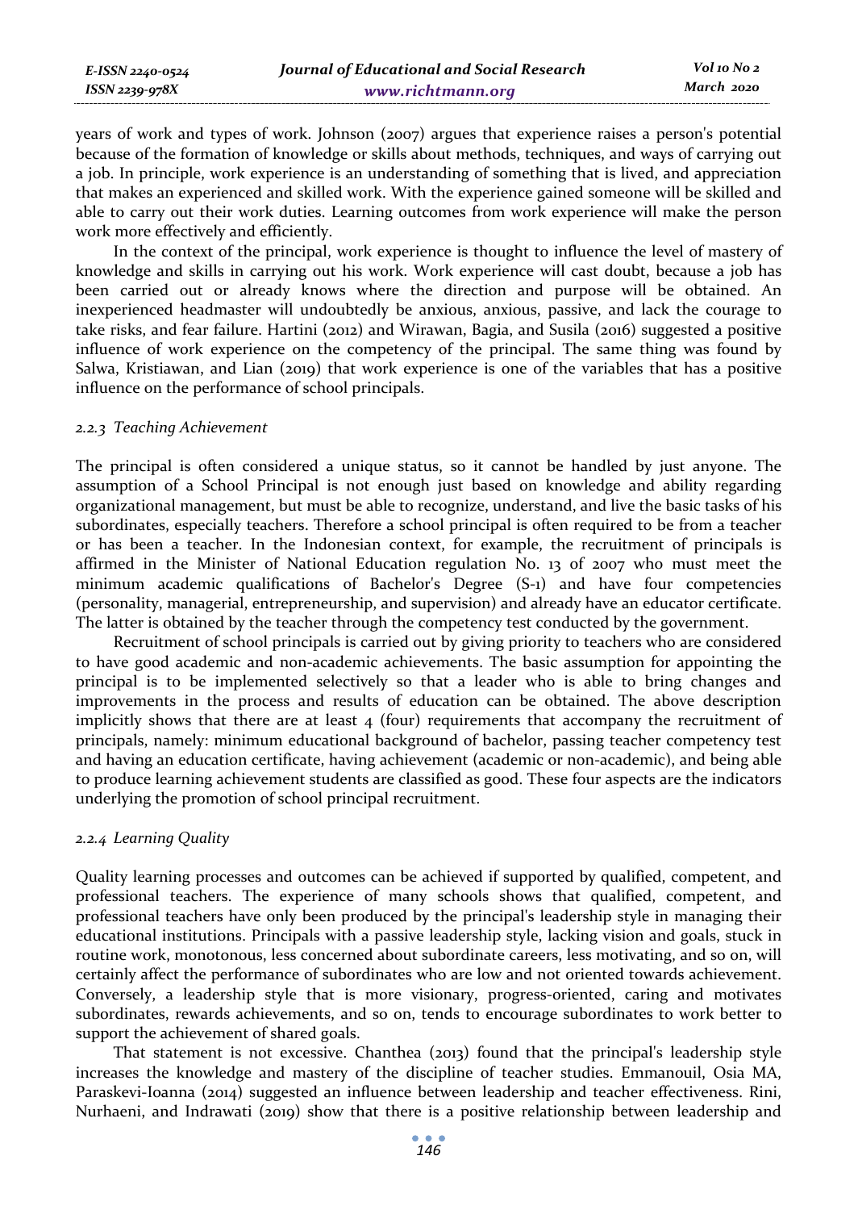years of work and types of work. Johnson (2007) argues that experience raises a person's potential because of the formation of knowledge or skills about methods, techniques, and ways of carrying out a job. In principle, work experience is an understanding of something that is lived, and appreciation that makes an experienced and skilled work. With the experience gained someone will be skilled and able to carry out their work duties. Learning outcomes from work experience will make the person work more effectively and efficiently.

In the context of the principal, work experience is thought to influence the level of mastery of knowledge and skills in carrying out his work. Work experience will cast doubt, because a job has been carried out or already knows where the direction and purpose will be obtained. An inexperienced headmaster will undoubtedly be anxious, anxious, passive, and lack the courage to take risks, and fear failure. Hartini (2012) and Wirawan, Bagia, and Susila (2016) suggested a positive influence of work experience on the competency of the principal. The same thing was found by Salwa, Kristiawan, and Lian (2019) that work experience is one of the variables that has a positive influence on the performance of school principals.

### *2.2.3 Teaching Achievement*

The principal is often considered a unique status, so it cannot be handled by just anyone. The assumption of a School Principal is not enough just based on knowledge and ability regarding organizational management, but must be able to recognize, understand, and live the basic tasks of his subordinates, especially teachers. Therefore a school principal is often required to be from a teacher or has been a teacher. In the Indonesian context, for example, the recruitment of principals is affirmed in the Minister of National Education regulation No. 13 of 2007 who must meet the minimum academic qualifications of Bachelor's Degree (S-1) and have four competencies (personality, managerial, entrepreneurship, and supervision) and already have an educator certificate. The latter is obtained by the teacher through the competency test conducted by the government.

Recruitment of school principals is carried out by giving priority to teachers who are considered to have good academic and non-academic achievements. The basic assumption for appointing the principal is to be implemented selectively so that a leader who is able to bring changes and improvements in the process and results of education can be obtained. The above description implicitly shows that there are at least 4 (four) requirements that accompany the recruitment of principals, namely: minimum educational background of bachelor, passing teacher competency test and having an education certificate, having achievement (academic or non-academic), and being able to produce learning achievement students are classified as good. These four aspects are the indicators underlying the promotion of school principal recruitment.

### *2.2.4 Learning Quality*

Quality learning processes and outcomes can be achieved if supported by qualified, competent, and professional teachers. The experience of many schools shows that qualified, competent, and professional teachers have only been produced by the principal's leadership style in managing their educational institutions. Principals with a passive leadership style, lacking vision and goals, stuck in routine work, monotonous, less concerned about subordinate careers, less motivating, and so on, will certainly affect the performance of subordinates who are low and not oriented towards achievement. Conversely, a leadership style that is more visionary, progress-oriented, caring and motivates subordinates, rewards achievements, and so on, tends to encourage subordinates to work better to support the achievement of shared goals.

That statement is not excessive. Chanthea (2013) found that the principal's leadership style increases the knowledge and mastery of the discipline of teacher studies. Emmanouil, Osia MA, Paraskevi-Ioanna (2014) suggested an influence between leadership and teacher effectiveness. Rini, Nurhaeni, and Indrawati (2019) show that there is a positive relationship between leadership and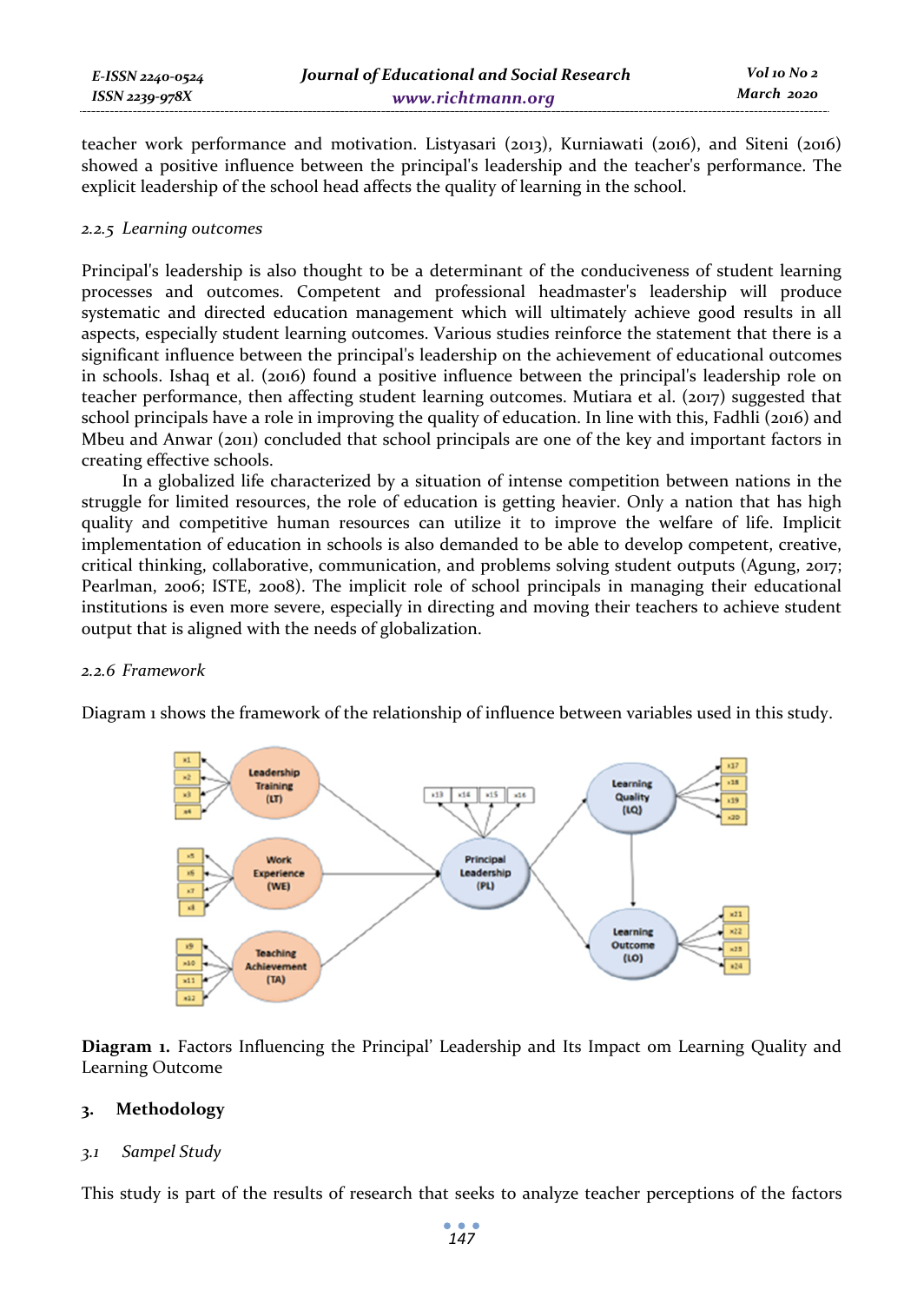teacher work performance and motivation. Listyasari (2013), Kurniawati (2016), and Siteni (2016) showed a positive influence between the principal's leadership and the teacher's performance. The explicit leadership of the school head affects the quality of learning in the school.

### *2.2.5 Learning outcomes*

Principal's leadership is also thought to be a determinant of the conduciveness of student learning processes and outcomes. Competent and professional headmaster's leadership will produce systematic and directed education management which will ultimately achieve good results in all aspects, especially student learning outcomes. Various studies reinforce the statement that there is a significant influence between the principal's leadership on the achievement of educational outcomes in schools. Ishaq et al. (2016) found a positive influence between the principal's leadership role on teacher performance, then affecting student learning outcomes. Mutiara et al. (2017) suggested that school principals have a role in improving the quality of education. In line with this, Fadhli (2016) and Mbeu and Anwar (2011) concluded that school principals are one of the key and important factors in creating effective schools.

In a globalized life characterized by a situation of intense competition between nations in the struggle for limited resources, the role of education is getting heavier. Only a nation that has high quality and competitive human resources can utilize it to improve the welfare of life. Implicit implementation of education in schools is also demanded to be able to develop competent, creative, critical thinking, collaborative, communication, and problems solving student outputs (Agung, 2017; Pearlman, 2006; ISTE, 2008). The implicit role of school principals in managing their educational institutions is even more severe, especially in directing and moving their teachers to achieve student output that is aligned with the needs of globalization.

### *2.2.6 Framework*

Diagram 1 shows the framework of the relationship of influence between variables used in this study.

**Diagram 1.** Factors Influencing the Principal' Leadership and Its Impact om Learning Quality and Learning Outcome

## 3. Methodology

### *3.1 Sampel Study*

This study is part of the results of research that seeks to analyze teacher perceptions of the factors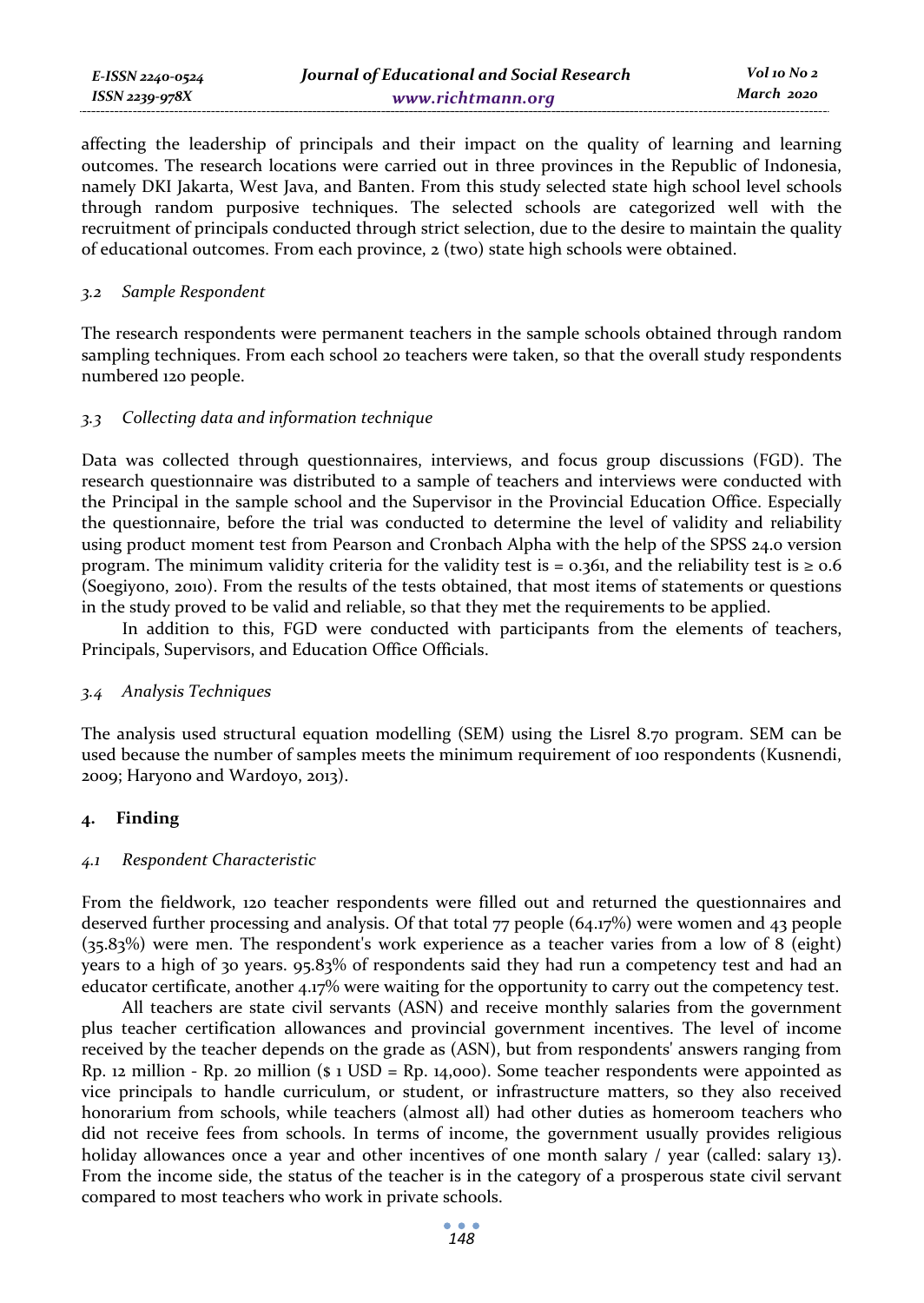affecting the leadership of principals and their impact on the quality of learning and learning outcomes. The research locations were carried out in three provinces in the Republic of Indonesia, namely DKI Jakarta, West Java, and Banten. From this study selected state high school level schools through random purposive techniques. The selected schools are categorized well with the recruitment of principals conducted through strict selection, due to the desire to maintain the quality of educational outcomes. From each province, 2 (two) state high schools were obtained.

### *3.2 Sample Respondent*

The research respondents were permanent teachers in the sample schools obtained through random sampling techniques. From each school 20 teachers were taken, so that the overall study respondents numbered 120 people.

### *3.3 Collecting data and information technique*

Data was collected through questionnaires, interviews, and focus group discussions (FGD). The research questionnaire was distributed to a sample of teachers and interviews were conducted with the Principal in the sample school and the Supervisor in the Provincial Education Office. Especially the questionnaire, before the trial was conducted to determine the level of validity and reliability using product moment test from Pearson and Cronbach Alpha with the help of the SPSS 24.0 version program. The minimum validity criteria for the validity test is = 0.361, and the reliability test is ≥ 0.6 (Soegiyono, 2010). From the results of the tests obtained, that most items of statements or questions in the study proved to be valid and reliable, so that they met the requirements to be applied.

In addition to this, FGD were conducted with participants from the elements of teachers, Principals, Supervisors, and Education Office Officials.

### *3.4 Analysis Techniques*

The analysis used structural equation modelling (SEM) using the Lisrel 8.70 program. SEM can be used because the number of samples meets the minimum requirement of 100 respondents (Kusnendi, 2009; Haryono and Wardoyo, 2013).

## 4. Finding

### *4.1 Respondent Characteristic*

From the fieldwork, 120 teacher respondents were filled out and returned the questionnaires and deserved further processing and analysis. Of that total 77 people (64.17%) were women and 43 people (35.83%) were men. The respondent's work experience as a teacher varies from a low of 8 (eight) years to a high of 30 years. 95.83% of respondents said they had run a competency test and had an educator certificate, another 4.17% were waiting for the opportunity to carry out the competency test.

All teachers are state civil servants (ASN) and receive monthly salaries from the government plus teacher certification allowances and provincial government incentives. The level of income received by the teacher depends on the grade as (ASN), but from respondents' answers ranging from Rp. 12 million - Rp. 20 million ($ 1 USD = Rp. 14,000). Some teacher respondents were appointed as vice principals to handle curriculum, or student, or infrastructure matters, so they also received honorarium from schools, while teachers (almost all) had other duties as homeroom teachers who did not receive fees from schools. In terms of income, the government usually provides religious holiday allowances once a year and other incentives of one month salary / year (called: salary 13). From the income side, the status of the teacher is in the category of a prosperous state civil servant compared to most teachers who work in private schools.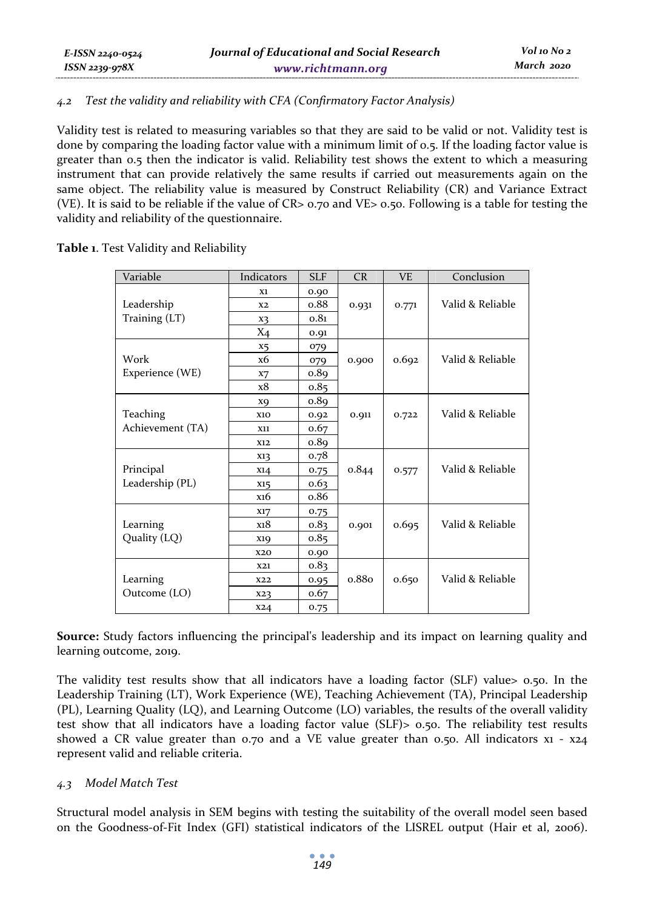### *4.2 Test the validity and reliability with CFA (Confirmatory Factor Analysis)*

Validity test is related to measuring variables so that they are said to be valid or not. Validity test is done by comparing the loading factor value with a minimum limit of 0.5. If the loading factor value is greater than 0.5 then the indicator is valid. Reliability test shows the extent to which a measuring instrument that can provide relatively the same results if carried out measurements again on the same object. The reliability value is measured by Construct Reliability (CR) and Variance Extract (VE). It is said to be reliable if the value of CR> 0.70 and VE> 0.50. Following is a table for testing the validity and reliability of the questionnaire.

**Table 1**. Test Validity and Reliability

| Variable | Indicators | SLF | CR | VE | Conclusion |
|---|---|---|---|---|---|
| Leadership Training (LT) | x1 | 0.90 | 0.931 | 0.771 | Valid & Reliable |
| | x2 | 0.88 | | | |
| | x3 | 0.81 | | | |
| | X4 | 0.91 | | | |
| Work Experience (WE) | x5 | 079 | 0.900 | 0.692 | Valid & Reliable |
| | x6 | 079 | | | |
| | x7 | 0.89 | | | |
| | x8 | 0.85 | | | |
| Teaching Achievement (TA) | x9 | 0.89 | 0.911 | 0.722 | Valid & Reliable |
| | x10 | 0.92 | | | |
| | x11 | 0.67 | | | |
| | x12 | 0.89 | | | |
| Principal Leadership (PL) | x13 | 0.78 | 0.844 | 0.577 | Valid & Reliable |
| | x14 | 0.75 | | | |
| | x15 | 0.63 | | | |
| | x16 | 0.86 | | | |
| Learning Quality (LQ) | x17 | 0.75 | 0.901 | 0.695 | Valid & Reliable |
| | x18 | 0.83 | | | |
| | x19 | 0.85 | | | |
| | x20 | 0.90 | | | |
| Learning Outcome (LO) | x21 | 0.83 | 0.880 | 0.650 | Valid & Reliable |
| | x22 | 0.95 | | | |
| | x23 | 0.67 | | | |
| | x24 | 0.75 | | | |

**Source:** Study factors influencing the principal's leadership and its impact on learning quality and learning outcome, 2019.

The validity test results show that all indicators have a loading factor (SLF) value> 0.50. In the Leadership Training (LT), Work Experience (WE), Teaching Achievement (TA), Principal Leadership (PL), Learning Quality (LQ), and Learning Outcome (LO) variables, the results of the overall validity test show that all indicators have a loading factor value (SLF)> 0.50. The reliability test results showed a CR value greater than 0.70 and a VE value greater than 0.50. All indicators x1 - x24 represent valid and reliable criteria.

### *4.3 Model Match Test*

Structural model analysis in SEM begins with testing the suitability of the overall model seen based on the Goodness-of-Fit Index (GFI) statistical indicators of the LISREL output (Hair et al, 2006).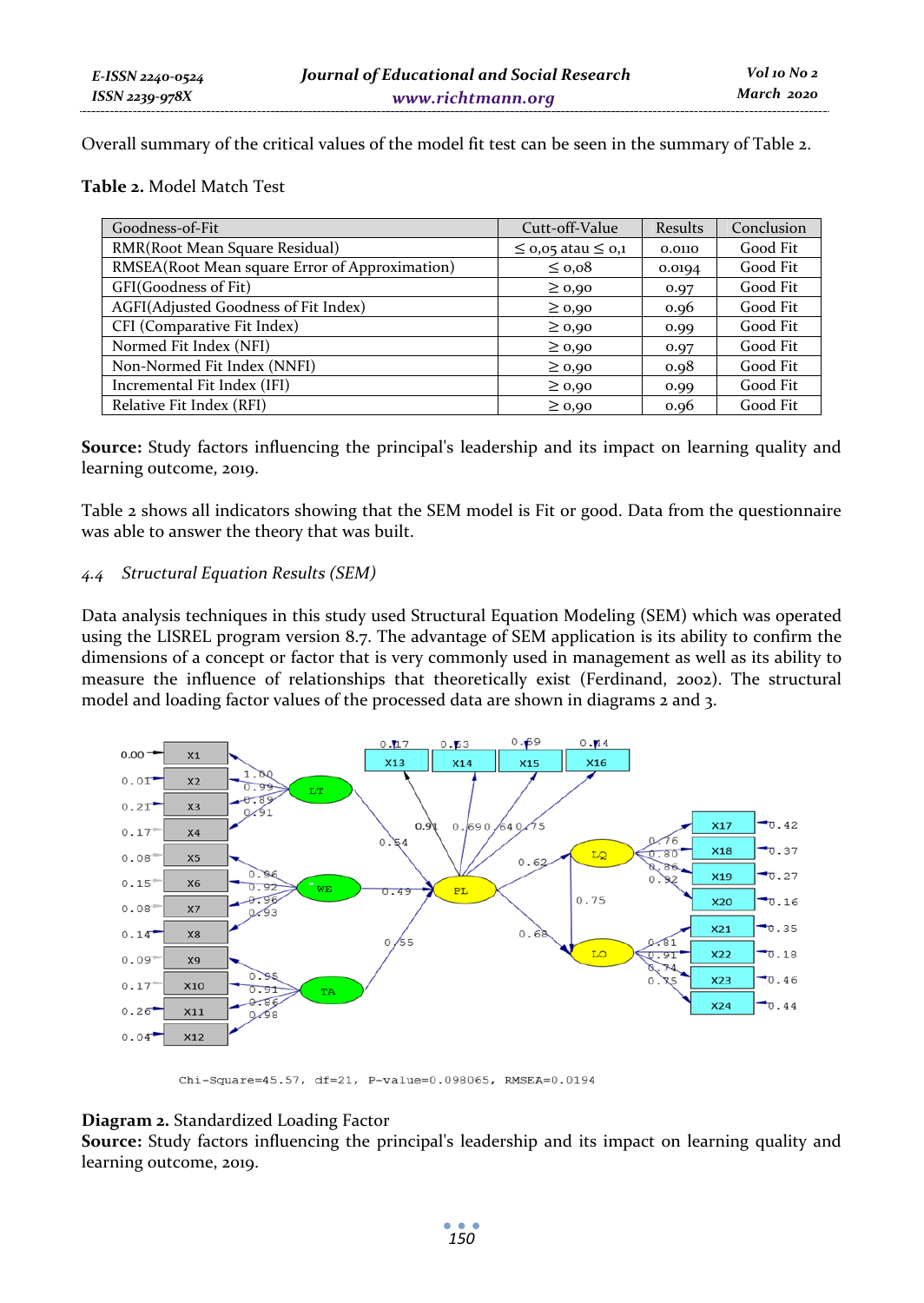Overall summary of the critical values of the model fit test can be seen in the summary of Table 2.

**Table 2.** Model Match Test

| Goodness-of-Fit | Cutt-off-Value | Results | Conclusion |
|---|---|---|---|
| RMR(Root Mean Square Residual) | ≤ 0,05 atau ≤ 0,1 | 0.0110 | Good Fit |
| RMSEA(Root Mean square Error of Approximation) | ≤ 0,08 | 0.0194 | Good Fit |
| GFI(Goodness of Fit) | ≥ 0,90 | 0.97 | Good Fit |
| AGFI(Adjusted Goodness of Fit Index) | ≥ 0,90 | 0.96 | Good Fit |
| CFI (Comparative Fit Index) | ≥ 0,90 | 0.99 | Good Fit |
| Normed Fit Index (NFI) | ≥ 0,90 | 0.97 | Good Fit |
| Non-Normed Fit Index (NNFI) | ≥ 0,90 | 0.98 | Good Fit |
| Incremental Fit Index (IFI) | ≥ 0,90 | 0.99 | Good Fit |
| Relative Fit Index (RFI) | ≥ 0,90 | 0.96 | Good Fit |

**Source:** Study factors influencing the principal's leadership and its impact on learning quality and learning outcome, 2019.

Table 2 shows all indicators showing that the SEM model is Fit or good. Data from the questionnaire was able to answer the theory that was built.

### *4.4 Structural Equation Results (SEM)*

Data analysis techniques in this study used Structural Equation Modeling (SEM) which was operated using the LISREL program version 8.7. The advantage of SEM application is its ability to confirm the dimensions of a concept or factor that is very commonly used in management as well as its ability to measure the influence of relationships that theoretically exist (Ferdinand, 2002). The structural model and loading factor values of the processed data are shown in diagrams 2 and 3.

Chi-Square=45.57, df=21, P-value=0.098065, RMSEA=0.0194

**Diagram 2.** Standardized Loading Factor

**Source:** Study factors influencing the principal's leadership and its impact on learning quality and learning outcome, 2019.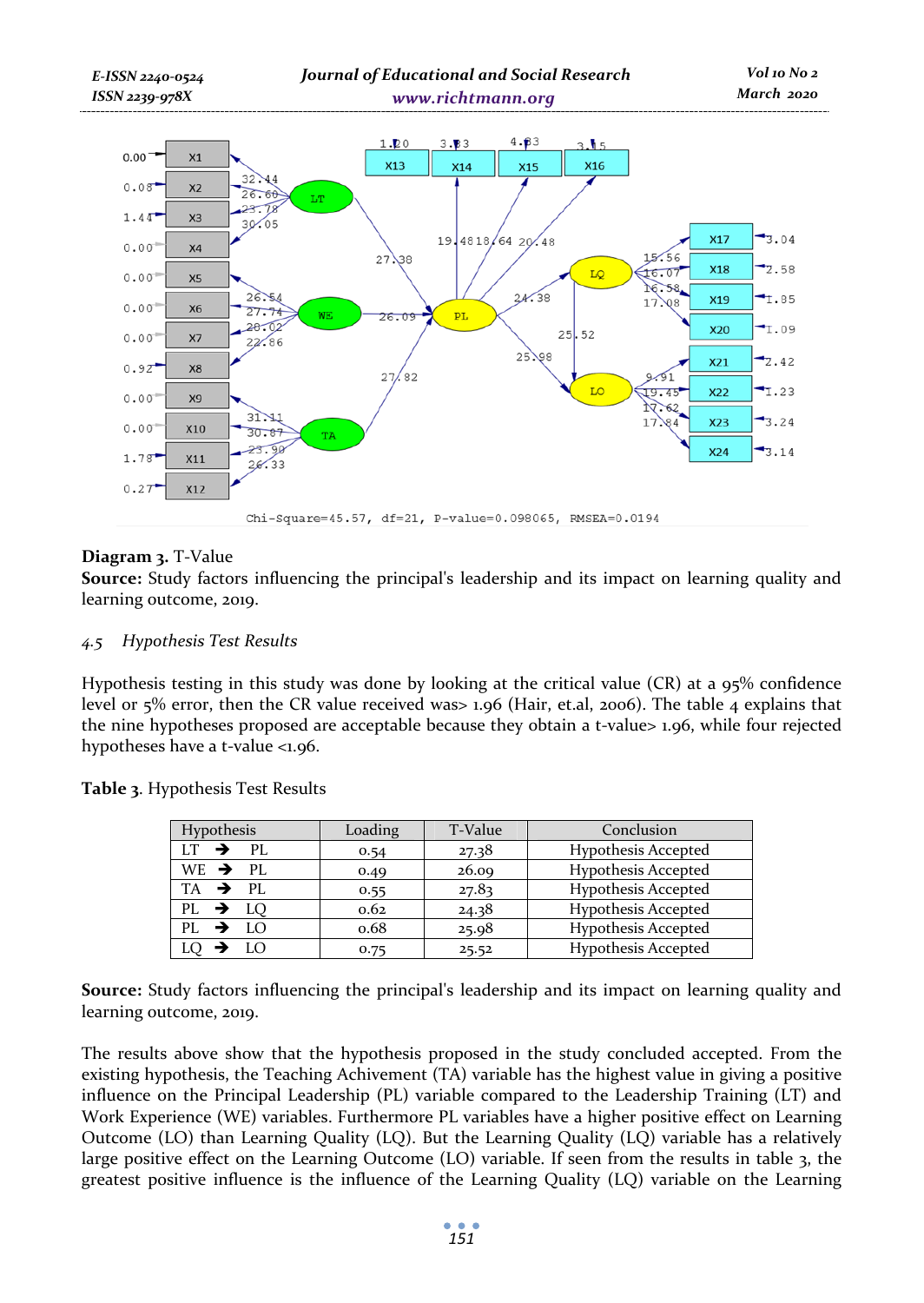**Diagram 3.** T-Value

**Source:** Study factors influencing the principal's leadership and its impact on learning quality and learning outcome, 2019.

### *4.5 Hypothesis Test Results*

Hypothesis testing in this study was done by looking at the critical value (CR) at a 95% confidence level or 5% error, then the CR value received was> 1.96 (Hair, et.al, 2006). The table 4 explains that the nine hypotheses proposed are acceptable because they obtain a t-value> 1.96, while four rejected hypotheses have a t-value <1.96.

**Table 3**. Hypothesis Test Results

| Hypothesis | Loading | T-Value | Conclusion |
|---|---|---|---|
| LT ➔ PL | 0.54 | 27.38 | Hypothesis Accepted |
| WE ➔ PL | 0.49 | 26.09 | Hypothesis Accepted |
| TA ➔ PL | 0.55 | 27.83 | Hypothesis Accepted |
| PL ➔ LQ | 0.62 | 24.38 | Hypothesis Accepted |
| PL ➔ LO | 0.68 | 25.98 | Hypothesis Accepted |
| LQ ➔ LO | 0.75 | 25.52 | Hypothesis Accepted |

**Source:** Study factors influencing the principal's leadership and its impact on learning quality and learning outcome, 2019.

The results above show that the hypothesis proposed in the study concluded accepted. From the existing hypothesis, the Teaching Achivement (TA) variable has the highest value in giving a positive influence on the Principal Leadership (PL) variable compared to the Leadership Training (LT) and Work Experience (WE) variables. Furthermore PL variables have a higher positive effect on Learning Outcome (LO) than Learning Quality (LQ). But the Learning Quality (LQ) variable has a relatively large positive effect on the Learning Outcome (LO) variable. If seen from the results in table 3, the greatest positive influence is the influence of the Learning Quality (LQ) variable on the Learning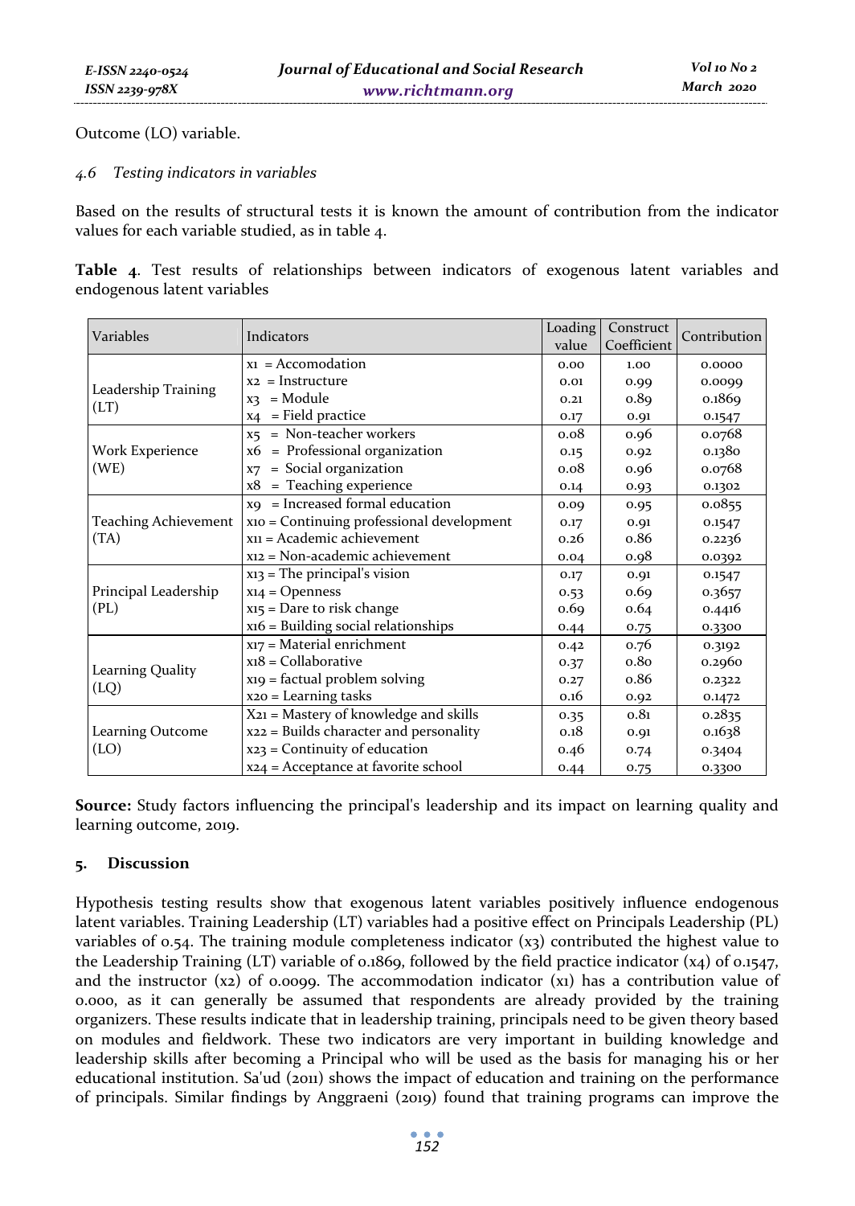Outcome (LO) variable.

### *4.6 Testing indicators in variables*

Based on the results of structural tests it is known the amount of contribution from the indicator values for each variable studied, as in table 4.

**Table 4**. Test results of relationships between indicators of exogenous latent variables and endogenous latent variables

| Variables | Indicators | Loading value | Construct Coefficient | Contribution |
|---|---|---|---|---|
| Leadership Training (LT) | x1 = Accomodation | 0.00 | 1.00 | 0.0000 |
| | x2 = Instructure | 0.01 | 0.99 | 0.0099 |
| | x3 = Module | 0.21 | 0.89 | 0.1869 |
| | x4 = Field practice | 0.17 | 0.91 | 0.1547 |
| Work Experience (WE) | x5 = Non-teacher workers | 0.08 | 0.96 | 0.0768 |
| | x6 = Professional organization | 0.15 | 0.92 | 0.1380 |
| | x7 = Social organization | 0.08 | 0.96 | 0.0768 |
| | x8 = Teaching experience | 0.14 | 0.93 | 0.1302 |
| Teaching Achievement (TA) | x9 = Increased formal education | 0.09 | 0.95 | 0.0855 |
| | x10 = Continuing professional development | 0.17 | 0.91 | 0.1547 |
| | x11 = Academic achievement | 0.26 | 0.86 | 0.2236 |
| | x12 = Non-academic achievement | 0.04 | 0.98 | 0.0392 |
| Principal Leadership (PL) | x13 = The principal's vision | 0.17 | 0.91 | 0.1547 |
| | x14 = Openness | 0.53 | 0.69 | 0.3657 |
| | x15 = Dare to risk change | 0.69 | 0.64 | 0.4416 |
| | x16 = Building social relationships | 0.44 | 0.75 | 0.3300 |
| Learning Quality (LQ) | x17 = Material enrichment | 0.42 | 0.76 | 0.3192 |
| | x18 = Collaborative | 0.37 | 0.80 | 0.2960 |
| | x19 = factual problem solving | 0.27 | 0.86 | 0.2322 |
| | x20 = Learning tasks | 0.16 | 0.92 | 0.1472 |
| Learning Outcome (LO) | X21 = Mastery of knowledge and skills | 0.35 | 0.81 | 0.2835 |
| | x22 = Builds character and personality | 0.18 | 0.91 | 0.1638 |
| | x23 = Continuity of education | 0.46 | 0.74 | 0.3404 |
| | x24 = Acceptance at favorite school | 0.44 | 0.75 | 0.3300 |

**Source:** Study factors influencing the principal's leadership and its impact on learning quality and learning outcome, 2019.

## 5. Discussion

Hypothesis testing results show that exogenous latent variables positively influence endogenous latent variables. Training Leadership (LT) variables had a positive effect on Principals Leadership (PL) variables of 0.54. The training module completeness indicator (x3) contributed the highest value to the Leadership Training (LT) variable of 0.1869, followed by the field practice indicator (x4) of 0.1547, and the instructor (x2) of 0.0099. The accommodation indicator (x1) has a contribution value of 0.000, as it can generally be assumed that respondents are already provided by the training organizers. These results indicate that in leadership training, principals need to be given theory based on modules and fieldwork. These two indicators are very important in building knowledge and leadership skills after becoming a Principal who will be used as the basis for managing his or her educational institution. Sa'ud (2011) shows the impact of education and training on the performance of principals. Similar findings by Anggraeni (2019) found that training programs can improve the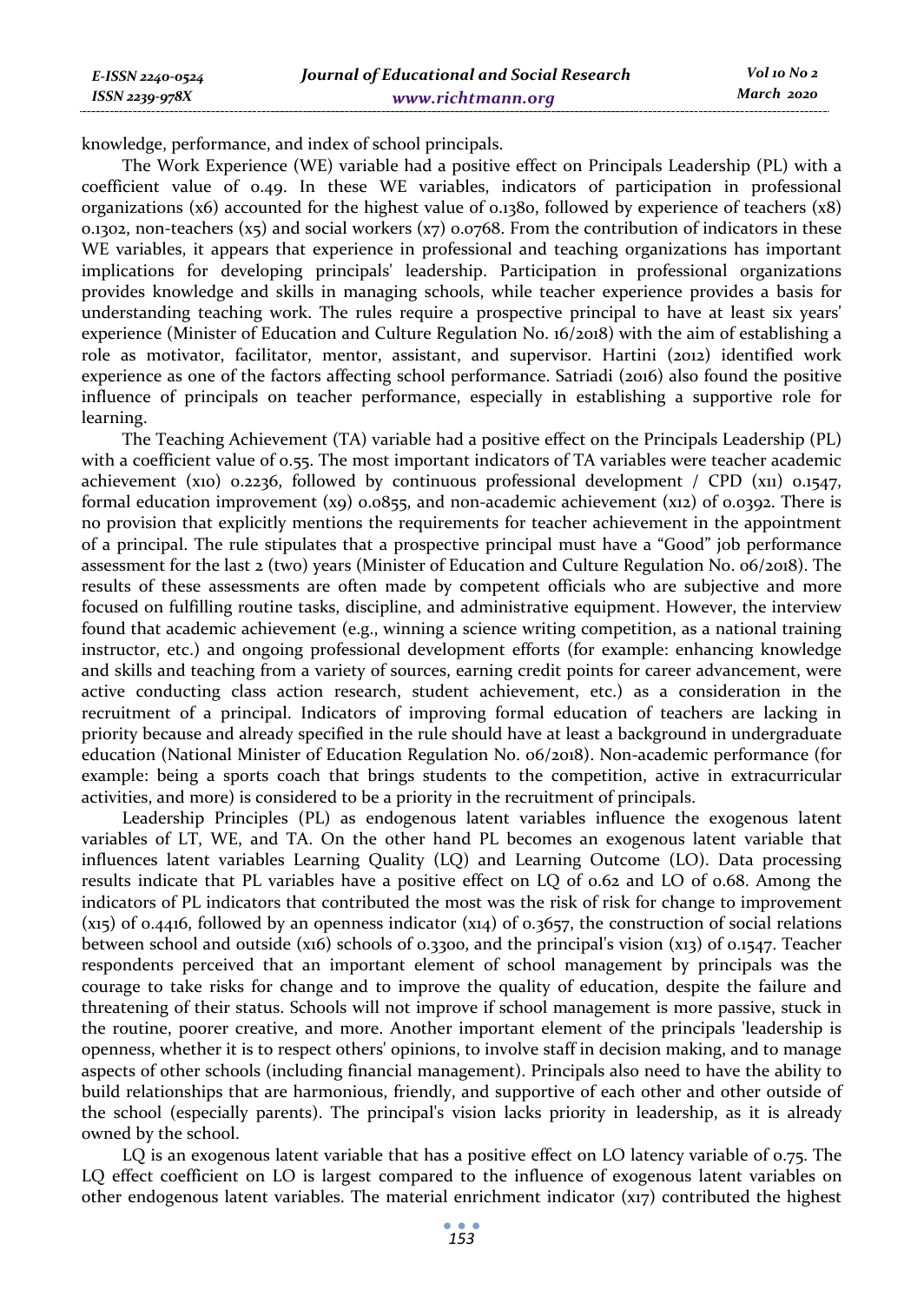knowledge, performance, and index of school principals.

The Work Experience (WE) variable had a positive effect on Principals Leadership (PL) with a coefficient value of 0.49. In these WE variables, indicators of participation in professional organizations (x6) accounted for the highest value of 0.1380, followed by experience of teachers (x8) 0.1302, non-teachers (x5) and social workers (x7) 0.0768. From the contribution of indicators in these WE variables, it appears that experience in professional and teaching organizations has important implications for developing principals' leadership. Participation in professional organizations provides knowledge and skills in managing schools, while teacher experience provides a basis for understanding teaching work. The rules require a prospective principal to have at least six years' experience (Minister of Education and Culture Regulation No. 16/2018) with the aim of establishing a role as motivator, facilitator, mentor, assistant, and supervisor. Hartini (2012) identified work experience as one of the factors affecting school performance. Satriadi (2016) also found the positive influence of principals on teacher performance, especially in establishing a supportive role for learning.

The Teaching Achievement (TA) variable had a positive effect on the Principals Leadership (PL) with a coefficient value of 0.55. The most important indicators of TA variables were teacher academic achievement (x10) 0.2236, followed by continuous professional development / CPD (x11) 0.1547, formal education improvement (x9) 0.0855, and non-academic achievement (x12) of 0.0392. There is no provision that explicitly mentions the requirements for teacher achievement in the appointment of a principal. The rule stipulates that a prospective principal must have a "Good" job performance assessment for the last 2 (two) years (Minister of Education and Culture Regulation No. 06/2018). The results of these assessments are often made by competent officials who are subjective and more focused on fulfilling routine tasks, discipline, and administrative equipment. However, the interview found that academic achievement (e.g., winning a science writing competition, as a national training instructor, etc.) and ongoing professional development efforts (for example: enhancing knowledge and skills and teaching from a variety of sources, earning credit points for career advancement, were active conducting class action research, student achievement, etc.) as a consideration in the recruitment of a principal. Indicators of improving formal education of teachers are lacking in priority because and already specified in the rule should have at least a background in undergraduate education (National Minister of Education Regulation No. 06/2018). Non-academic performance (for example: being a sports coach that brings students to the competition, active in extracurricular activities, and more) is considered to be a priority in the recruitment of principals.

Leadership Principles (PL) as endogenous latent variables influence the exogenous latent variables of LT, WE, and TA. On the other hand PL becomes an exogenous latent variable that influences latent variables Learning Quality (LQ) and Learning Outcome (LO). Data processing results indicate that PL variables have a positive effect on LQ of 0.62 and LO of 0.68. Among the indicators of PL indicators that contributed the most was the risk of risk for change to improvement (x15) of 0.4416, followed by an openness indicator (x14) of 0.3657, the construction of social relations between school and outside (x16) schools of 0.3300, and the principal's vision (x13) of 0.1547. Teacher respondents perceived that an important element of school management by principals was the courage to take risks for change and to improve the quality of education, despite the failure and threatening of their status. Schools will not improve if school management is more passive, stuck in the routine, poorer creative, and more. Another important element of the principals 'leadership is openness, whether it is to respect others' opinions, to involve staff in decision making, and to manage aspects of other schools (including financial management). Principals also need to have the ability to build relationships that are harmonious, friendly, and supportive of each other and other outside of the school (especially parents). The principal's vision lacks priority in leadership, as it is already owned by the school.

LQ is an exogenous latent variable that has a positive effect on LO latency variable of 0.75. The LQ effect coefficient on LO is largest compared to the influence of exogenous latent variables on other endogenous latent variables. The material enrichment indicator (x17) contributed the highest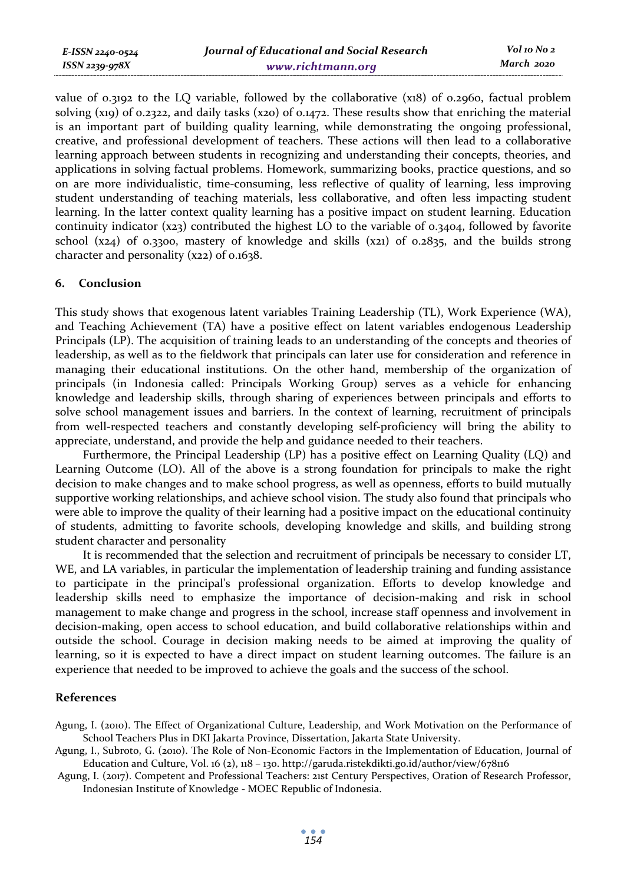value of 0.3192 to the LQ variable, followed by the collaborative (x18) of 0.2960, factual problem solving (x19) of 0.2322, and daily tasks (x20) of 0.1472. These results show that enriching the material is an important part of building quality learning, while demonstrating the ongoing professional, creative, and professional development of teachers. These actions will then lead to a collaborative learning approach between students in recognizing and understanding their concepts, theories, and applications in solving factual problems. Homework, summarizing books, practice questions, and so on are more individualistic, time-consuming, less reflective of quality of learning, less improving student understanding of teaching materials, less collaborative, and often less impacting student learning. In the latter context quality learning has a positive impact on student learning. Education continuity indicator (x23) contributed the highest LO to the variable of 0.3404, followed by favorite school (x24) of 0.3300, mastery of knowledge and skills (x21) of 0.2835, and the builds strong character and personality (x22) of 0.1638.

## 6. Conclusion

This study shows that exogenous latent variables Training Leadership (TL), Work Experience (WA), and Teaching Achievement (TA) have a positive effect on latent variables endogenous Leadership Principals (LP). The acquisition of training leads to an understanding of the concepts and theories of leadership, as well as to the fieldwork that principals can later use for consideration and reference in managing their educational institutions. On the other hand, membership of the organization of principals (in Indonesia called: Principals Working Group) serves as a vehicle for enhancing knowledge and leadership skills, through sharing of experiences between principals and efforts to solve school management issues and barriers. In the context of learning, recruitment of principals from well-respected teachers and constantly developing self-proficiency will bring the ability to appreciate, understand, and provide the help and guidance needed to their teachers.

Furthermore, the Principal Leadership (LP) has a positive effect on Learning Quality (LQ) and Learning Outcome (LO). All of the above is a strong foundation for principals to make the right decision to make changes and to make school progress, as well as openness, efforts to build mutually supportive working relationships, and achieve school vision. The study also found that principals who were able to improve the quality of their learning had a positive impact on the educational continuity of students, admitting to favorite schools, developing knowledge and skills, and building strong student character and personality

It is recommended that the selection and recruitment of principals be necessary to consider LT, WE, and LA variables, in particular the implementation of leadership training and funding assistance to participate in the principal's professional organization. Efforts to develop knowledge and leadership skills need to emphasize the importance of decision-making and risk in school management to make change and progress in the school, increase staff openness and involvement in decision-making, open access to school education, and build collaborative relationships within and outside the school. Courage in decision making needs to be aimed at improving the quality of learning, so it is expected to have a direct impact on student learning outcomes. The failure is an experience that needed to be improved to achieve the goals and the success of the school.

## References

Agung, I. (2010). The Effect of Organizational Culture, Leadership, and Work Motivation on the Performance of School Teachers Plus in DKI Jakarta Province, Dissertation, Jakarta State University.

Agung, I., Subroto, G. (2010). The Role of Non-Economic Factors in the Implementation of Education, Journal of Education and Culture, Vol. 16 (2), 118 – 130. http://garuda.ristekdikti.go.id/author/view/678116

Agung, I. (2017). Competent and Professional Teachers: 21st Century Perspectives, Oration of Research Professor, Indonesian Institute of Knowledge - MOEC Republic of Indonesia.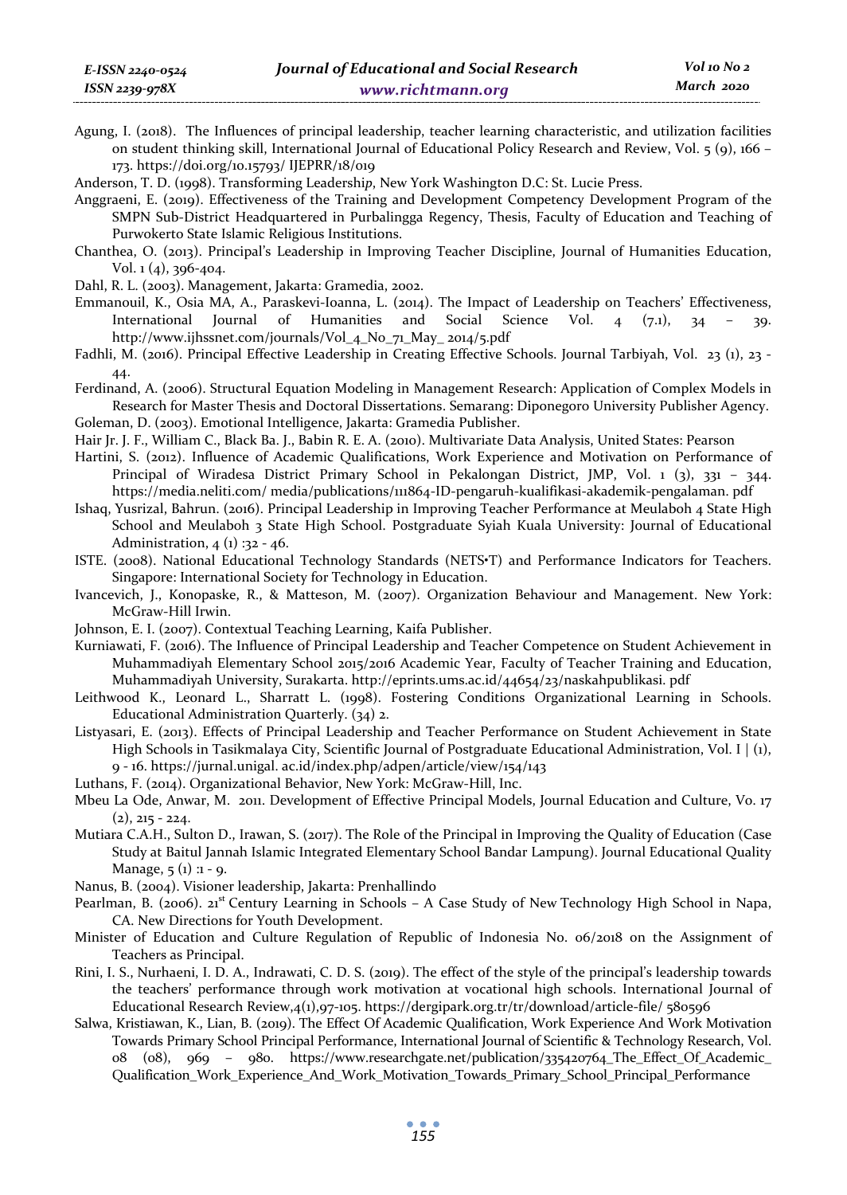Agung, I. (2018). The Influences of principal leadership, teacher learning characteristic, and utilization facilities on student thinking skill, International Journal of Educational Policy Research and Review, Vol. 5 (9), 166 – 173. https://doi.org/10.15793/ IJEPRR/18/019

Anderson, T. D. (1998). Transforming Leadership, New York Washington D.C: St. Lucie Press.

Anggraeni, E. (2019). Effectiveness of the Training and Development Competency Development Program of the SMPN Sub-District Headquartered in Purbalingga Regency, Thesis, Faculty of Education and Teaching of Purwokerto State Islamic Religious Institutions.

Chanthea, O. (2013). Principal's Leadership in Improving Teacher Discipline, Journal of Humanities Education, Vol. 1 (4), 396-404.

Dahl, R. L. (2003). Management, Jakarta: Gramedia, 2002.

Emmanouil, K., Osia MA, A., Paraskevi-Ioanna, L. (2014). The Impact of Leadership on Teachers' Effectiveness, International Journal of Humanities and Social Science Vol. 4 (7.1), 34 – 39. http://www.ijhssnet.com/journals/Vol_4_No_71_May_ 2014/5.pdf

Fadhli, M. (2016). Principal Effective Leadership in Creating Effective Schools. Journal Tarbiyah, Vol. 23 (1), 23 - 44.

Ferdinand, A. (2006). Structural Equation Modeling in Management Research: Application of Complex Models in Research for Master Thesis and Doctoral Dissertations. Semarang: Diponegoro University Publisher Agency.

Goleman, D. (2003). Emotional Intelligence, Jakarta: Gramedia Publisher.

Hair Jr. J. F., William C., Black Ba. J., Babin R. E. A. (2010). Multivariate Data Analysis, United States: Pearson

Hartini, S. (2012). Influence of Academic Qualifications, Work Experience and Motivation on Performance of Principal of Wiradesa District Primary School in Pekalongan District, JMP, Vol. 1 (3), 331 – 344. https://media.neliti.com/ media/publications/111864-ID-pengaruh-kualifikasi-akademik-pengalaman. pdf

Ishaq, Yusrizal, Bahrun. (2016). Principal Leadership in Improving Teacher Performance at Meulaboh 4 State High School and Meulaboh 3 State High School. Postgraduate Syiah Kuala University: Journal of Educational Administration, 4 (1) :32 - 46.

ISTE. (2008). National Educational Technology Standards (NETS•T) and Performance Indicators for Teachers. Singapore: International Society for Technology in Education.

Ivancevich, J., Konopaske, R., & Matteson, M. (2007). Organization Behaviour and Management. New York: McGraw-Hill Irwin.

Johnson, E. I. (2007). Contextual Teaching Learning, Kaifa Publisher.

Kurniawati, F. (2016). The Influence of Principal Leadership and Teacher Competence on Student Achievement in Muhammadiyah Elementary School 2015/2016 Academic Year, Faculty of Teacher Training and Education, Muhammadiyah University, Surakarta. http://eprints.ums.ac.id/44654/23/naskahpublikasi. pdf

Leithwood K., Leonard L., Sharratt L. (1998). Fostering Conditions Organizational Learning in Schools. Educational Administration Quarterly. (34) 2.

Listyasari, E. (2013). Effects of Principal Leadership and Teacher Performance on Student Achievement in State High Schools in Tasikmalaya City, Scientific Journal of Postgraduate Educational Administration, Vol. I | (1), 9 - 16. https://jurnal.unigal. ac.id/index.php/adpen/article/view/154/143

Luthans, F. (2014). Organizational Behavior, New York: McGraw-Hill, Inc.

Mbeu La Ode, Anwar, M. 2011. Development of Effective Principal Models, Journal Education and Culture, Vo. 17 (2), 215 - 224.

Mutiara C.A.H., Sulton D., Irawan, S. (2017). The Role of the Principal in Improving the Quality of Education (Case Study at Baitul Jannah Islamic Integrated Elementary School Bandar Lampung). Journal Educational Quality Manage, 5 (1) :1 - 9.

Nanus, B. (2004). Visioner leadership, Jakarta: Prenhallindo

Pearlman, B. (2006). 21st Century Learning in Schools – A Case Study of New Technology High School in Napa, CA. New Directions for Youth Development.

Minister of Education and Culture Regulation of Republic of Indonesia No. 06/2018 on the Assignment of Teachers as Principal.

Rini, I. S., Nurhaeni, I. D. A., Indrawati, C. D. S. (2019). The effect of the style of the principal's leadership towards the teachers' performance through work motivation at vocational high schools. International Journal of Educational Research Review,4(1),97-105. https://dergipark.org.tr/tr/download/article-file/ 580596

Salwa, Kristiawan, K., Lian, B. (2019). The Effect Of Academic Qualification, Work Experience And Work Motivation Towards Primary School Principal Performance, International Journal of Scientific & Technology Research, Vol. 08 (08), 969 – 980. https://www.researchgate.net/publication/335420764_The_Effect_Of_Academic_Qualification_Work_Experience_And_Work_Motivation_Towards_Primary_School_Principal_Performance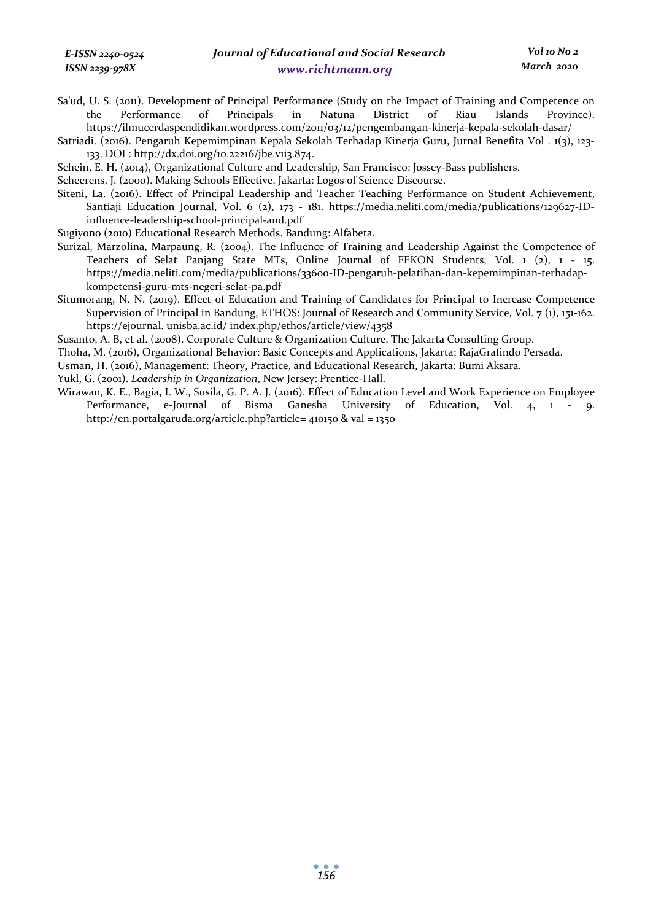Sa'ud, U. S. (2011). Development of Principal Performance (Study on the Impact of Training and Competence on the Performance of Principals in Natuna District of Riau Islands Province). https://ilmucerdaspendidikan.wordpress.com/2011/03/12/pengembangan-kinerja-kepala-sekolah-dasar/

Satriadi. (2016). Pengaruh Kepemimpinan Kepala Sekolah Terhadap Kinerja Guru, Jurnal Benefita Vol . 1(3), 123-133. DOI : http://dx.doi.org/10.22216/jbe.v1i3.874.

Schein, E. H. (2014), Organizational Culture and Leadership, San Francisco: Jossey-Bass publishers.

Scheerens, J. (2000). Making Schools Effective, Jakarta: Logos of Science Discourse.

Siteni, La. (2016). Effect of Principal Leadership and Teacher Teaching Performance on Student Achievement, Santiaji Education Journal, Vol. 6 (2), 173 - 181. https://media.neliti.com/media/publications/129627-ID-influence-leadership-school-principal-and.pdf

Sugiyono (2010) Educational Research Methods. Bandung: Alfabeta.

Surizal, Marzolina, Marpaung, R. (2004). The Influence of Training and Leadership Against the Competence of Teachers of Selat Panjang State MTs, Online Journal of FEKON Students, Vol. 1 (2), 1 - 15. https://media.neliti.com/media/publications/33600-ID-pengaruh-pelatihan-dan-kepemimpinan-terhadap-kompetensi-guru-mts-negeri-selat-pa.pdf

Situmorang, N. N. (2019). Effect of Education and Training of Candidates for Principal to Increase Competence Supervision of Principal in Bandung, ETHOS: Journal of Research and Community Service, Vol. 7 (1), 151-162. https://ejournal. unisba.ac.id/ index.php/ethos/article/view/4358

Susanto, A. B, et al. (2008). Corporate Culture & Organization Culture, The Jakarta Consulting Group.

Thoha, M. (2016), Organizational Behavior: Basic Concepts and Applications, Jakarta: RajaGrafindo Persada.

Usman, H. (2016), Management: Theory, Practice, and Educational Research, Jakarta: Bumi Aksara.

Yukl, G. (2001). *Leadership in Organization*, New Jersey: Prentice-Hall.

Wirawan, K. E., Bagia, I. W., Susila, G. P. A. J. (2016). Effect of Education Level and Work Experience on Employee Performance, e-Journal of Bisma Ganesha University of Education, Vol. 4, 1 - 9. http://en.portalgaruda.org/article.php?article= 410150 & val = 1350